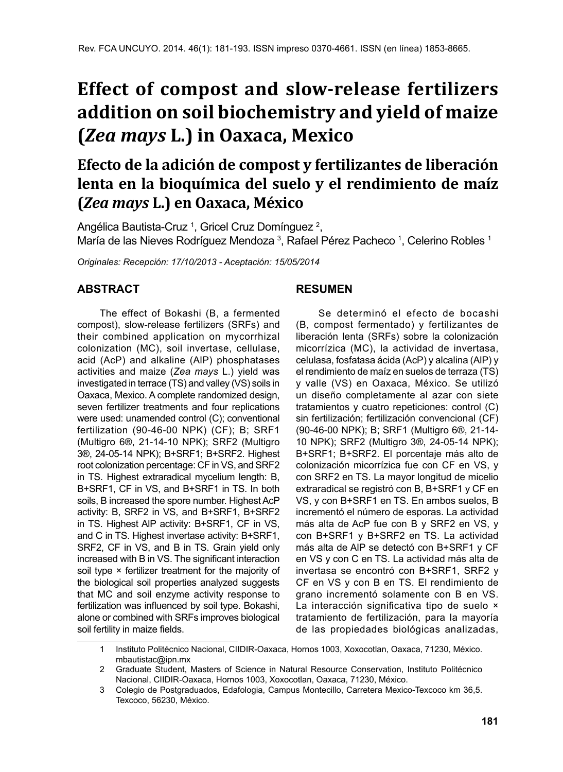# Effect of compost and slow-release fertilizers addition on soil biochemistry and yield of maize (*Zea mays* L.) in Oaxaca, Mexico

## Efecto de la adición de compost y fertilizantes de liberación lenta en la bioquímica del suelo y el rendimiento de maíz (*Zea mays* L.) en Oaxaca, México

Angélica Bautista-Cruz [1], Gricel Cruz Domínguez [2],
María de las Nieves Rodríguez Mendoza [3], Rafael Pérez Pacheco [1], Celerino Robles [1]

*Originales: Recepción: 17/10/2013 - Aceptación: 15/05/2014*

### ABSTRACT

The effect of Bokashi (B, a fermented compost), slow-release fertilizers (SRFs) and their combined application on mycorrhizal colonization (MC), soil invertase, cellulase, acid (AcP) and alkaline (AlP) phosphatases activities and maize (*Zea mays* L.) yield was investigated in terrace (TS) and valley (VS) soils in Oaxaca, Mexico. A complete randomized design, seven fertilizer treatments and four replications were used: unamended control (C); conventional fertilization (90-46-00 NPK) (CF); B; SRF1 (Multigro 6®, 21-14-10 NPK); SRF2 (Multigro 3®, 24-05-14 NPK); B+SRF1; B+SRF2. Highest root colonization percentage: CF in VS, and SRF2 in TS. Highest extraradical mycelium length: B, B+SRF1, CF in VS, and B+SRF1 in TS. In both soils, B increased the spore number. Highest AcP activity: B, SRF2 in VS, and B+SRF1, B+SRF2 in TS. Highest AlP activity: B+SRF1, CF in VS, and C in TS. Highest invertase activity: B+SRF1, SRF2, CF in VS, and B in TS. Grain yield only increased with B in VS. The significant interaction soil type × fertilizer treatment for the majority of the biological soil properties analyzed suggests that MC and soil enzyme activity response to fertilization was influenced by soil type. Bokashi, alone or combined with SRFs improves biological soil fertility in maize fields.

### RESUMEN

Se determinó el efecto de bocashi (B, compost fermentado) y fertilizantes de liberación lenta (SRFs) sobre la colonización micorrízica (MC), la actividad de invertasa, celulasa, fosfatasa ácida (AcP) y alcalina (AlP) y el rendimiento de maíz en suelos de terraza (TS) y valle (VS) en Oaxaca, México. Se utilizó un diseño completamente al azar con siete tratamientos y cuatro repeticiones: control (C) sin fertilización; fertilización convencional (CF) (90-46-00 NPK); B; SRF1 (Multigro 6®, 21-14-10 NPK); SRF2 (Multigro 3®, 24-05-14 NPK); B+SRF1; B+SRF2. El porcentaje más alto de colonización micorrízica fue con CF en VS, y con SRF2 en TS. La mayor longitud de micelio extraradical se registró con B, B+SRF1 y CF en VS, y con B+SRF1 en TS. En ambos suelos, B incrementó el número de esporas. La actividad más alta de AcP fue con B y SRF2 en VS, y con B+SRF1 y B+SRF2 en TS. La actividad más alta de AlP se detectó con B+SRF1 y CF en VS y con C en TS. La actividad más alta de invertasa se encontró con B+SRF1, SRF2 y CF en VS y con B en TS. El rendimiento de grano incrementó solamente con B en VS. La interacción significativa tipo de suelo × tratamiento de fertilización, para la mayoría de las propiedades biológicas analizadas,

---

1 Instituto Politécnico Nacional, CIIDIR-Oaxaca, Hornos 1003, Xoxocotlan, Oaxaca, 71230, México. mbautistac@ipn.mx

2 Graduate Student, Masters of Science in Natural Resource Conservation, Instituto Politécnico Nacional, CIIDIR-Oaxaca, Hornos 1003, Xoxocotlan, Oaxaca, 71230, México.

3 Colegio de Postgraduados, Edafologia, Campus Montecillo, Carretera Mexico-Texcoco km 36,5. Texcoco, 56230, México.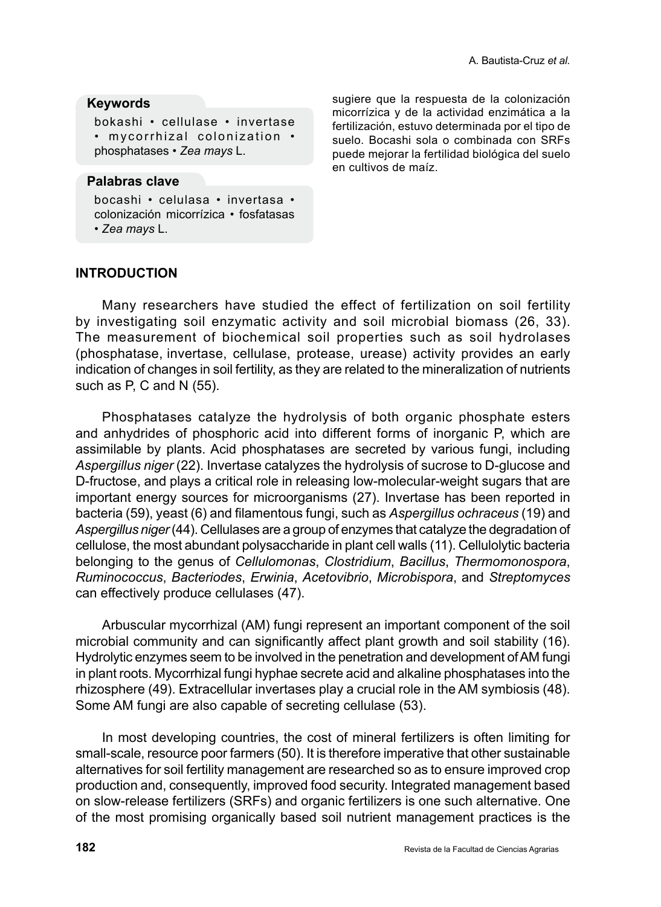sugiere que la respuesta de la colonización micorrízica y de la actividad enzimática a la fertilización, estuvo determinada por el tipo de suelo. Bocashi sola o combinada con SRFs puede mejorar la fertilidad biológica del suelo en cultivos de maíz.

**Keywords**

bokashi • cellulase • invertase • mycorrhizal colonization • phosphatases • *Zea mays* L.

**Palabras clave**

bocashi • celulasa • invertasa • colonización micorrízica • fosfatasas • *Zea mays* L.

## INTRODUCTION

Many researchers have studied the effect of fertilization on soil fertility by investigating soil enzymatic activity and soil microbial biomass (26, 33). The measurement of biochemical soil properties such as soil hydrolases (phosphatase, invertase, cellulase, protease, urease) activity provides an early indication of changes in soil fertility, as they are related to the mineralization of nutrients such as P, C and N (55).

Phosphatases catalyze the hydrolysis of both organic phosphate esters and anhydrides of phosphoric acid into different forms of inorganic P, which are assimilable by plants. Acid phosphatases are secreted by various fungi, including *Aspergillus niger* (22). Invertase catalyzes the hydrolysis of sucrose to D-glucose and D-fructose, and plays a critical role in releasing low-molecular-weight sugars that are important energy sources for microorganisms (27). Invertase has been reported in bacteria (59), yeast (6) and filamentous fungi, such as *Aspergillus ochraceus* (19) and *Aspergillus niger* (44). Cellulases are a group of enzymes that catalyze the degradation of cellulose, the most abundant polysaccharide in plant cell walls (11). Cellulolytic bacteria belonging to the genus of *Cellulomonas*, *Clostridium*, *Bacillus*, *Thermomonospora*, *Ruminococcus*, *Bacteriodes*, *Erwinia*, *Acetovibrio*, *Microbispora*, and *Streptomyces* can effectively produce cellulases (47).

Arbuscular mycorrhizal (AM) fungi represent an important component of the soil microbial community and can significantly affect plant growth and soil stability (16). Hydrolytic enzymes seem to be involved in the penetration and development of AM fungi in plant roots. Mycorrhizal fungi hyphae secrete acid and alkaline phosphatases into the rhizosphere (49). Extracellular invertases play a crucial role in the AM symbiosis (48). Some AM fungi are also capable of secreting cellulase (53).

In most developing countries, the cost of mineral fertilizers is often limiting for small-scale, resource poor farmers (50). It is therefore imperative that other sustainable alternatives for soil fertility management are researched so as to ensure improved crop production and, consequently, improved food security. Integrated management based on slow-release fertilizers (SRFs) and organic fertilizers is one such alternative. One of the most promising organically based soil nutrient management practices is the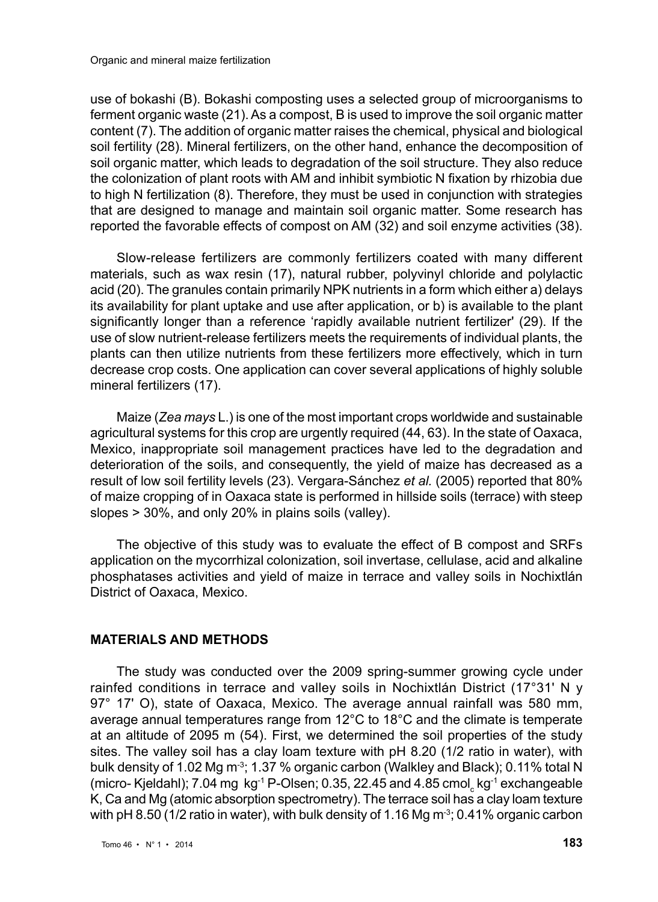use of bokashi (B). Bokashi composting uses a selected group of microorganisms to ferment organic waste (21). As a compost, B is used to improve the soil organic matter content (7). The addition of organic matter raises the chemical, physical and biological soil fertility (28). Mineral fertilizers, on the other hand, enhance the decomposition of soil organic matter, which leads to degradation of the soil structure. They also reduce the colonization of plant roots with AM and inhibit symbiotic N fixation by rhizobia due to high N fertilization (8). Therefore, they must be used in conjunction with strategies that are designed to manage and maintain soil organic matter. Some research has reported the favorable effects of compost on AM (32) and soil enzyme activities (38).

Slow-release fertilizers are commonly fertilizers coated with many different materials, such as wax resin (17), natural rubber, polyvinyl chloride and polylactic acid (20). The granules contain primarily NPK nutrients in a form which either a) delays its availability for plant uptake and use after application, or b) is available to the plant significantly longer than a reference 'rapidly available nutrient fertilizer' (29). If the use of slow nutrient-release fertilizers meets the requirements of individual plants, the plants can then utilize nutrients from these fertilizers more effectively, which in turn decrease crop costs. One application can cover several applications of highly soluble mineral fertilizers (17).

Maize (*Zea mays* L.) is one of the most important crops worldwide and sustainable agricultural systems for this crop are urgently required (44, 63). In the state of Oaxaca, Mexico, inappropriate soil management practices have led to the degradation and deterioration of the soils, and consequently, the yield of maize has decreased as a result of low soil fertility levels (23). Vergara-Sánchez *et al.* (2005) reported that 80% of maize cropping of in Oaxaca state is performed in hillside soils (terrace) with steep slopes > 30%, and only 20% in plains soils (valley).

The objective of this study was to evaluate the effect of B compost and SRFs application on the mycorrhizal colonization, soil invertase, cellulase, acid and alkaline phosphatases activities and yield of maize in terrace and valley soils in Nochixtlán District of Oaxaca, Mexico.

## MATERIALS AND METHODS

The study was conducted over the 2009 spring-summer growing cycle under rainfed conditions in terrace and valley soils in Nochixtlán District (17°31' N y 97° 17' O), state of Oaxaca, Mexico. The average annual rainfall was 580 mm, average annual temperatures range from 12°C to 18°C and the climate is temperate at an altitude of 2095 m (54). First, we determined the soil properties of the study sites. The valley soil has a clay loam texture with pH 8.20 (1/2 ratio in water), with bulk density of 1.02 Mg $m^{-3}$; 1.37 % organic carbon (Walkley and Black); 0.11% total N (micro- Kjeldahl); 7.04 mg $kg^{-1}$ P-Olsen; 0.35, 22.45 and 4.85 $cmol_c$ $kg^{-1}$ exchangeable K, Ca and Mg (atomic absorption spectrometry). The terrace soil has a clay loam texture with pH 8.50 (1/2 ratio in water), with bulk density of 1.16 Mg $m^{-3}$; 0.41% organic carbon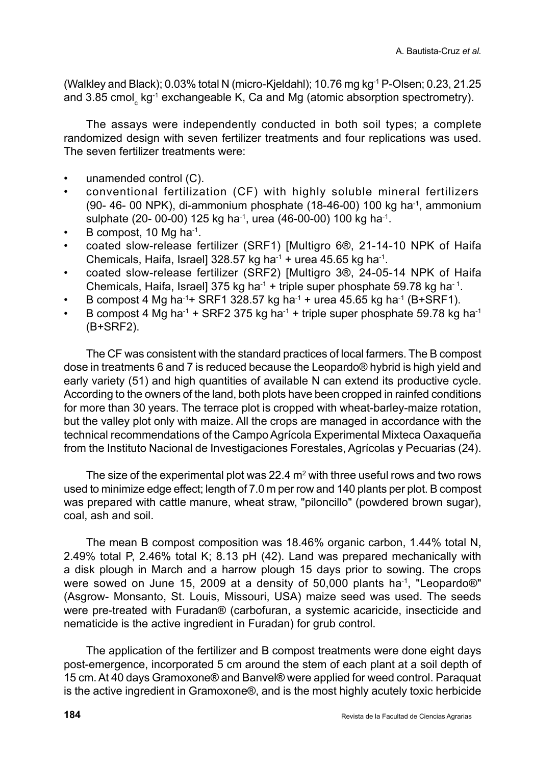(Walkley and Black); 0.03% total N (micro-Kjeldahl); 10.76 mg kg$^{-1}$ P-Olsen; 0.23, 21.25 and 3.85 cmol$_c$ kg$^{-1}$ exchangeable K, Ca and Mg (atomic absorption spectrometry).

The assays were independently conducted in both soil types; a complete randomized design with seven fertilizer treatments and four replications was used. The seven fertilizer treatments were:

- unamended control (C).
- conventional fertilization (CF) with highly soluble mineral fertilizers (90- 46- 00 NPK), di-ammonium phosphate (18-46-00) 100 kg ha$^{-1}$, ammonium sulphate (20- 00-00) 125 kg ha$^{-1}$, urea (46-00-00) 100 kg ha$^{-1}$.
- B compost, 10 Mg ha$^{-1}$.
- coated slow-release fertilizer (SRF1) [Multigro 6®, 21-14-10 NPK of Haifa Chemicals, Haifa, Israel] 328.57 kg ha$^{-1}$ + urea 45.65 kg ha$^{-1}$.
- coated slow-release fertilizer (SRF2) [Multigro 3®, 24-05-14 NPK of Haifa Chemicals, Haifa, Israel] 375 kg ha$^{-1}$ + triple super phosphate 59.78 kg ha$^{-1}$.
- B compost 4 Mg ha$^{-1}$+ SRF1 328.57 kg ha$^{-1}$ + urea 45.65 kg ha$^{-1}$ (B+SRF1).
- B compost 4 Mg ha$^{-1}$ + SRF2 375 kg ha$^{-1}$ + triple super phosphate 59.78 kg ha$^{-1}$ (B+SRF2).

The CF was consistent with the standard practices of local farmers. The B compost dose in treatments 6 and 7 is reduced because the Leopardo® hybrid is high yield and early variety (51) and high quantities of available N can extend its productive cycle. According to the owners of the land, both plots have been cropped in rainfed conditions for more than 30 years. The terrace plot is cropped with wheat-barley-maize rotation, but the valley plot only with maize. All the crops are managed in accordance with the technical recommendations of the Campo Agrícola Experimental Mixteca Oaxaqueña from the Instituto Nacional de Investigaciones Forestales, Agrícolas y Pecuarias (24).

The size of the experimental plot was 22.4 m$^2$ with three useful rows and two rows used to minimize edge effect; length of 7.0 m per row and 140 plants per plot. B compost was prepared with cattle manure, wheat straw, "piloncillo" (powdered brown sugar), coal, ash and soil.

The mean B compost composition was 18.46% organic carbon, 1.44% total N, 2.49% total P, 2.46% total K; 8.13 pH (42). Land was prepared mechanically with a disk plough in March and a harrow plough 15 days prior to sowing. The crops were sowed on June 15, 2009 at a density of 50,000 plants ha$^{-1}$, "Leopardo®" (Asgrow- Monsanto, St. Louis, Missouri, USA) maize seed was used. The seeds were pre-treated with Furadan® (carbofuran, a systemic acaricide, insecticide and nematicide is the active ingredient in Furadan) for grub control.

The application of the fertilizer and B compost treatments were done eight days post-emergence, incorporated 5 cm around the stem of each plant at a soil depth of 15 cm. At 40 days Gramoxone® and Banvel® were applied for weed control. Paraquat is the active ingredient in Gramoxone®, and is the most highly acutely toxic herbicide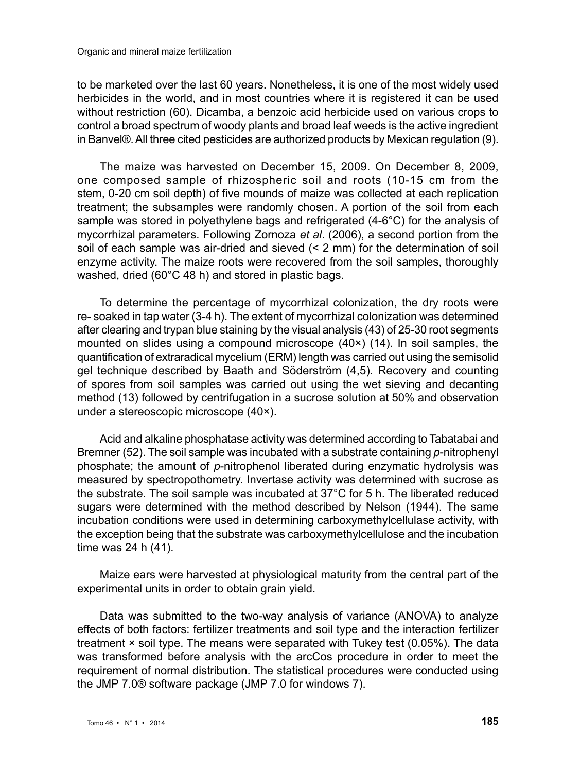to be marketed over the last 60 years. Nonetheless, it is one of the most widely used herbicides in the world, and in most countries where it is registered it can be used without restriction (60). Dicamba, a benzoic acid herbicide used on various crops to control a broad spectrum of woody plants and broad leaf weeds is the active ingredient in Banvel®. All three cited pesticides are authorized products by Mexican regulation (9).

The maize was harvested on December 15, 2009. On December 8, 2009, one composed sample of rhizospheric soil and roots (10-15 cm from the stem, 0-20 cm soil depth) of five mounds of maize was collected at each replication treatment; the subsamples were randomly chosen. A portion of the soil from each sample was stored in polyethylene bags and refrigerated (4-6°C) for the analysis of mycorrhizal parameters. Following Zornoza *et al*. (2006), a second portion from the soil of each sample was air-dried and sieved (< 2 mm) for the determination of soil enzyme activity. The maize roots were recovered from the soil samples, thoroughly washed, dried (60°C 48 h) and stored in plastic bags.

To determine the percentage of mycorrhizal colonization, the dry roots were re- soaked in tap water (3-4 h). The extent of mycorrhizal colonization was determined after clearing and trypan blue staining by the visual analysis (43) of 25-30 root segments mounted on slides using a compound microscope (40×) (14). In soil samples, the quantification of extraradical mycelium (ERM) length was carried out using the semisolid gel technique described by Baath and Söderström (4,5). Recovery and counting of spores from soil samples was carried out using the wet sieving and decanting method (13) followed by centrifugation in a sucrose solution at 50% and observation under a stereoscopic microscope (40×).

Acid and alkaline phosphatase activity was determined according to Tabatabai and Bremner (52). The soil sample was incubated with a substrate containing *p*-nitrophenyl phosphate; the amount of *p*-nitrophenol liberated during enzymatic hydrolysis was measured by spectropothometry. Invertase activity was determined with sucrose as the substrate. The soil sample was incubated at 37°C for 5 h. The liberated reduced sugars were determined with the method described by Nelson (1944). The same incubation conditions were used in determining carboxymethylcellulase activity, with the exception being that the substrate was carboxymethylcellulose and the incubation time was 24 h (41).

Maize ears were harvested at physiological maturity from the central part of the experimental units in order to obtain grain yield.

Data was submitted to the two-way analysis of variance (ANOVA) to analyze effects of both factors: fertilizer treatments and soil type and the interaction fertilizer treatment × soil type. The means were separated with Tukey test (0.05%). The data was transformed before analysis with the arcCos procedure in order to meet the requirement of normal distribution. The statistical procedures were conducted using the JMP 7.0® software package (JMP 7.0 for windows 7).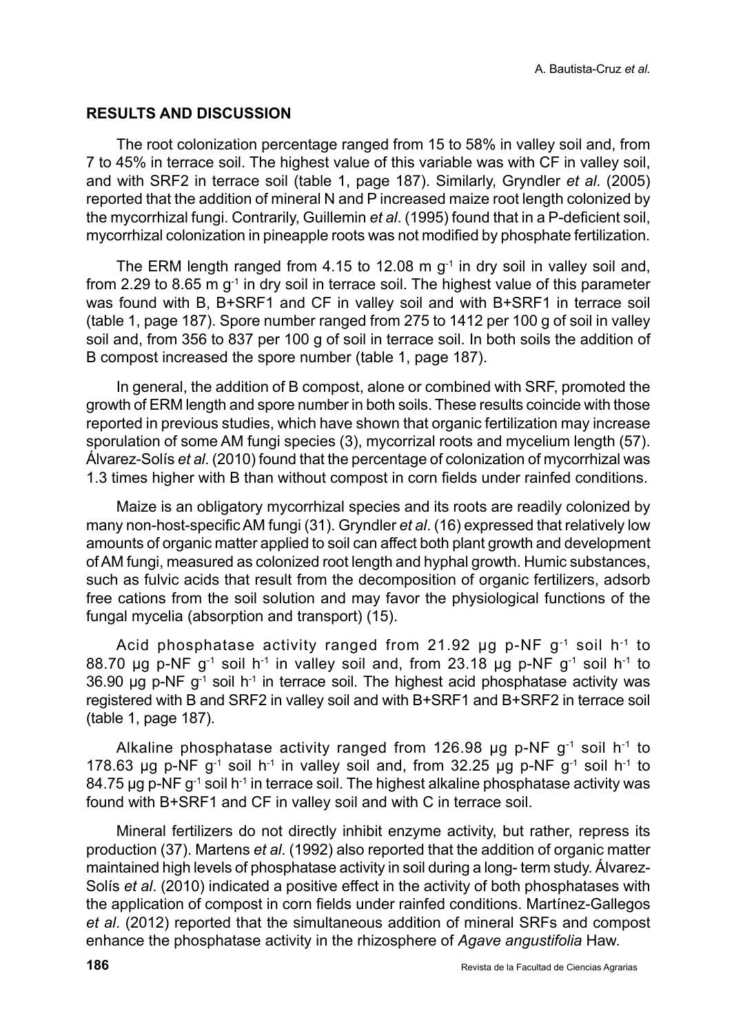## RESULTS AND DISCUSSION

The root colonization percentage ranged from 15 to 58% in valley soil and, from 7 to 45% in terrace soil. The highest value of this variable was with CF in valley soil, and with SRF2 in terrace soil (table 1, page 187). Similarly, Gryndler *et al*. (2005) reported that the addition of mineral N and P increased maize root length colonized by the mycorrhizal fungi. Contrarily, Guillemin *et al*. (1995) found that in a P-deficient soil, mycorrhizal colonization in pineapple roots was not modified by phosphate fertilization.

The ERM length ranged from 4.15 to 12.08 m $g^{-1}$ in dry soil in valley soil and, from 2.29 to 8.65 m $g^{-1}$ in dry soil in terrace soil. The highest value of this parameter was found with B, B+SRF1 and CF in valley soil and with B+SRF1 in terrace soil (table 1, page 187). Spore number ranged from 275 to 1412 per 100 g of soil in valley soil and, from 356 to 837 per 100 g of soil in terrace soil. In both soils the addition of B compost increased the spore number (table 1, page 187).

In general, the addition of B compost, alone or combined with SRF, promoted the growth of ERM length and spore number in both soils. These results coincide with those reported in previous studies, which have shown that organic fertilization may increase sporulation of some AM fungi species (3), mycorrizal roots and mycelium length (57). Álvarez-Solís *et al*. (2010) found that the percentage of colonization of mycorrhizal was 1.3 times higher with B than without compost in corn fields under rainfed conditions.

Maize is an obligatory mycorrhizal species and its roots are readily colonized by many non-host-specific AM fungi (31). Gryndler *et al*. (16) expressed that relatively low amounts of organic matter applied to soil can affect both plant growth and development of AM fungi, measured as colonized root length and hyphal growth. Humic substances, such as fulvic acids that result from the decomposition of organic fertilizers, adsorb free cations from the soil solution and may favor the physiological functions of the fungal mycelia (absorption and transport) (15).

Acid phosphatase activity ranged from 21.92 µg p-NF $g^{-1}$ soil $h^{-1}$ to 88.70 µg p-NF $g^{-1}$ soil $h^{-1}$ in valley soil and, from 23.18 µg p-NF $g^{-1}$ soil $h^{-1}$ to 36.90 µg p-NF $g^{-1}$ soil $h^{-1}$ in terrace soil. The highest acid phosphatase activity was registered with B and SRF2 in valley soil and with B+SRF1 and B+SRF2 in terrace soil (table 1, page 187).

Alkaline phosphatase activity ranged from 126.98 µg p-NF $g^{-1}$ soil $h^{-1}$ to 178.63 µg p-NF $g^{-1}$ soil $h^{-1}$ in valley soil and, from 32.25 µg p-NF $g^{-1}$ soil $h^{-1}$ to 84.75 µg p-NF $g^{-1}$ soil $h^{-1}$ in terrace soil. The highest alkaline phosphatase activity was found with B+SRF1 and CF in valley soil and with C in terrace soil.

Mineral fertilizers do not directly inhibit enzyme activity, but rather, repress its production (37). Martens *et al*. (1992) also reported that the addition of organic matter maintained high levels of phosphatase activity in soil during a long- term study. Álvarez-Solís *et al*. (2010) indicated a positive effect in the activity of both phosphatases with the application of compost in corn fields under rainfed conditions. Martínez-Gallegos *et al*. (2012) reported that the simultaneous addition of mineral SRFs and compost enhance the phosphatase activity in the rhizosphere of *Agave angustifolia* Haw.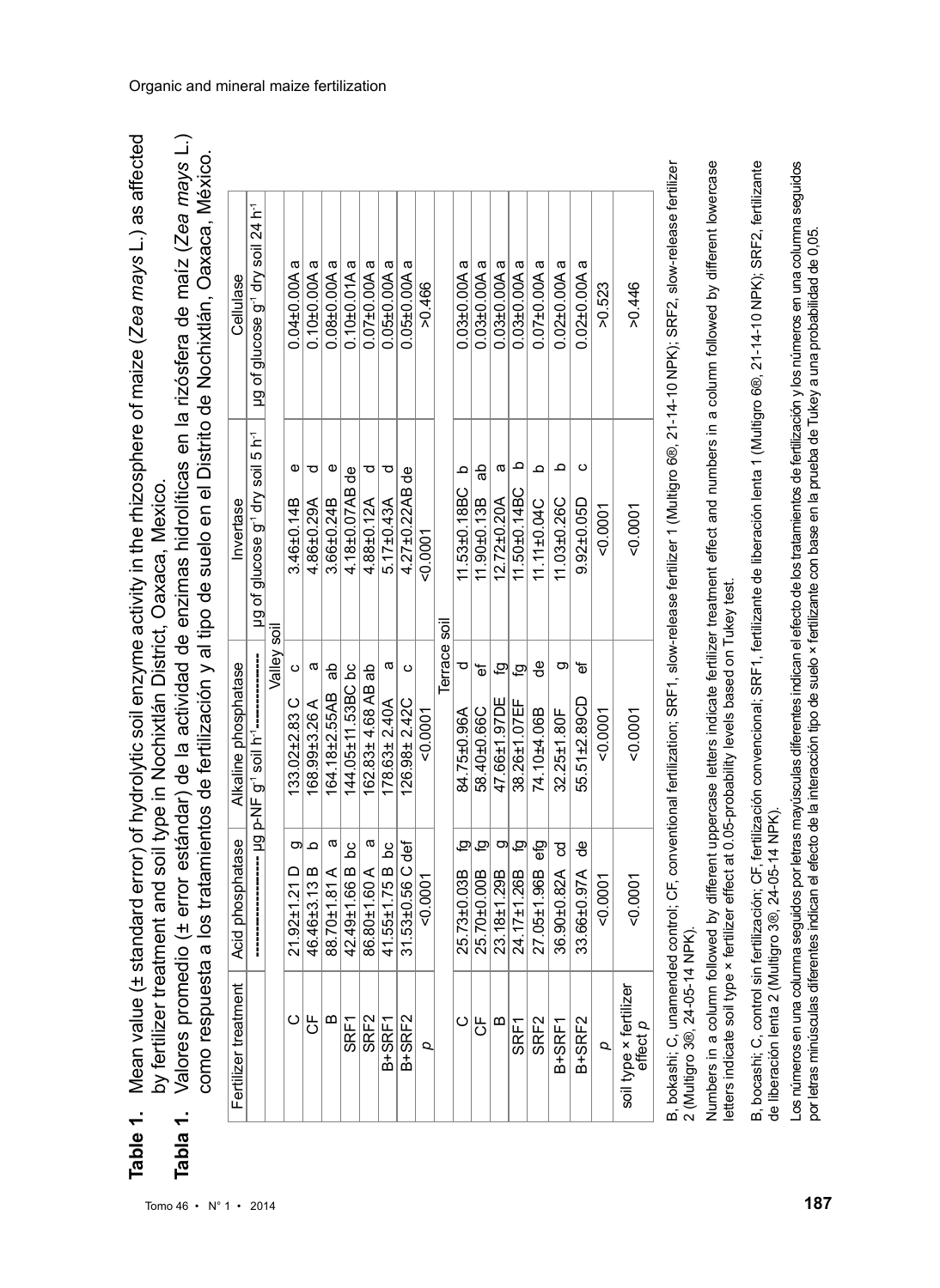**Table 1.** Mean value (± standard error) of hydrolytic soil enzyme activity in the rhizosphere of maize (*Zea mays* L.) as affected by fertilizer treatment and soil type in Nochixtlán District, Oaxaca, Mexico.

**Tabla 1.** Valores promedio (± error estándar) de la actividad de enzimas hidrolíticas en la rizósfera de maíz (*Zea mays* L.) como respuesta a los tratamientos de fertilización y al tipo de suelo en el Distrito de Nochixtlán, Oaxaca, México.

| Fertilizer treatment | Acid phosphatase | Alkaline phosphatase | Invertase | Cellulase |
|---|---|---|---|---|
| | µg p-NF g⁻¹ soil h⁻¹ | | µg of glucose g⁻¹ dry soil 5 h⁻¹ | µg of glucose g⁻¹ dry soil 24 h⁻¹ |
| | | Valley soil | | |
| C | 21.92±1.21 D g | 133.02±2.83 C c | 3.46±0.14B e | 0.04±0.00A a |
| CF | 46.46±3.13 B b | 168.99±3.26 A a | 4.86±0.29A d | 0.10±0.00A a |
| B | 88.70±1.81 A a | 164.18±2.55AB ab | 3.66±0.24B e | 0.08±0.00A a |
| SRF1 | 42.49±1.66 B bc | 144.05±11.53BC bc | 4.18±0.07AB de | 0.10±0.01A a |
| SRF2 | 86.80±1.60 A a | 162.83± 4.68 AB ab | 4.88±0.12A d | 0.07±0.00A a |
| B+SRF1 | 41.55±1.75 B bc | 178.63± 2.40A a | 5.17±0.43A d | 0.05±0.00A a |
| B+SRF2 | 31.53±0.56 C def | 126.98± 2.42C c | 4.27±0.22AB de | 0.05±0.00A a |
| *p* | <0.0001 | <0.0001 | <0.0001 | >0.466 |
| | | Terrace soil | | |
| C | 25.73±0.03B fg | 84.75±0.96A d | 11.53±0.18BC b | 0.03±0.00A a |
| CF | 25.70±0.00B fg | 58.40±0.66C ef | 11.90±0.13B ab | 0.03±0.00A a |
| B | 23.18±1.29B g | 47.66±1.97DE fg | 12.72±0.20A a | 0.03±0.00A a |
| SRF1 | 24.17±1.26B fg | 38.26±1.07EF fg | 11.50±0.14BC b | 0.03±0.00A a |
| SRF2 | 27.05±1.96B efg | 74.10±4.06B de | 11.11±0.04C b | 0.07±0.00A a |
| B+SRF1 | 36.90±0.82A cd | 32.25±1.80F g | 11.03±0.26C b | 0.02±0.00A a |
| B+SRF2 | 33.66±0.97A de | 55.51±2.89CD ef | 9.92±0.05D c | 0.02±0.00A a |
| *p* | <0.0001 | <0.0001 | <0.0001 | >0.523 |
| soil type × fertilizer effect *p* | <0.0001 | <0.0001 | <0.0001 | >0.446 |

B, bokashi; C, unamended control; CF, conventional fertilization; SRF1, slow-release fertilizer 1 (Multigro 6®, 21-14-10 NPK); SRF2, slow-release fertilizer 2 (Multigro 3®, 24-05-14 NPK).

Numbers in a column followed by different uppercase letters indicate fertilizer treatment effect and numbers in a column followed by different lowercase letters indicate soil type × fertilizer effect at 0.05-probability levels based on Tukey test.

B, bocashi; C, control sin fertilización; CF, fertilización convencional; SRF1, fertilizante de liberación lenta 1 (Multigro 6®, 21-14-10 NPK); SRF2, fertilizante de liberación lenta 2 (Multigro 3®, 24-05-14 NPK).

Los números en una columna seguidos por letras mayúsculas diferentes indican el efecto de los tratamientos de fertilización y los números en una columna seguidos por letras minúsculas diferentes indican el efecto de la interacción tipo de suelo × fertilizante con base en la prueba de Tukey a una probabilidad de 0,05.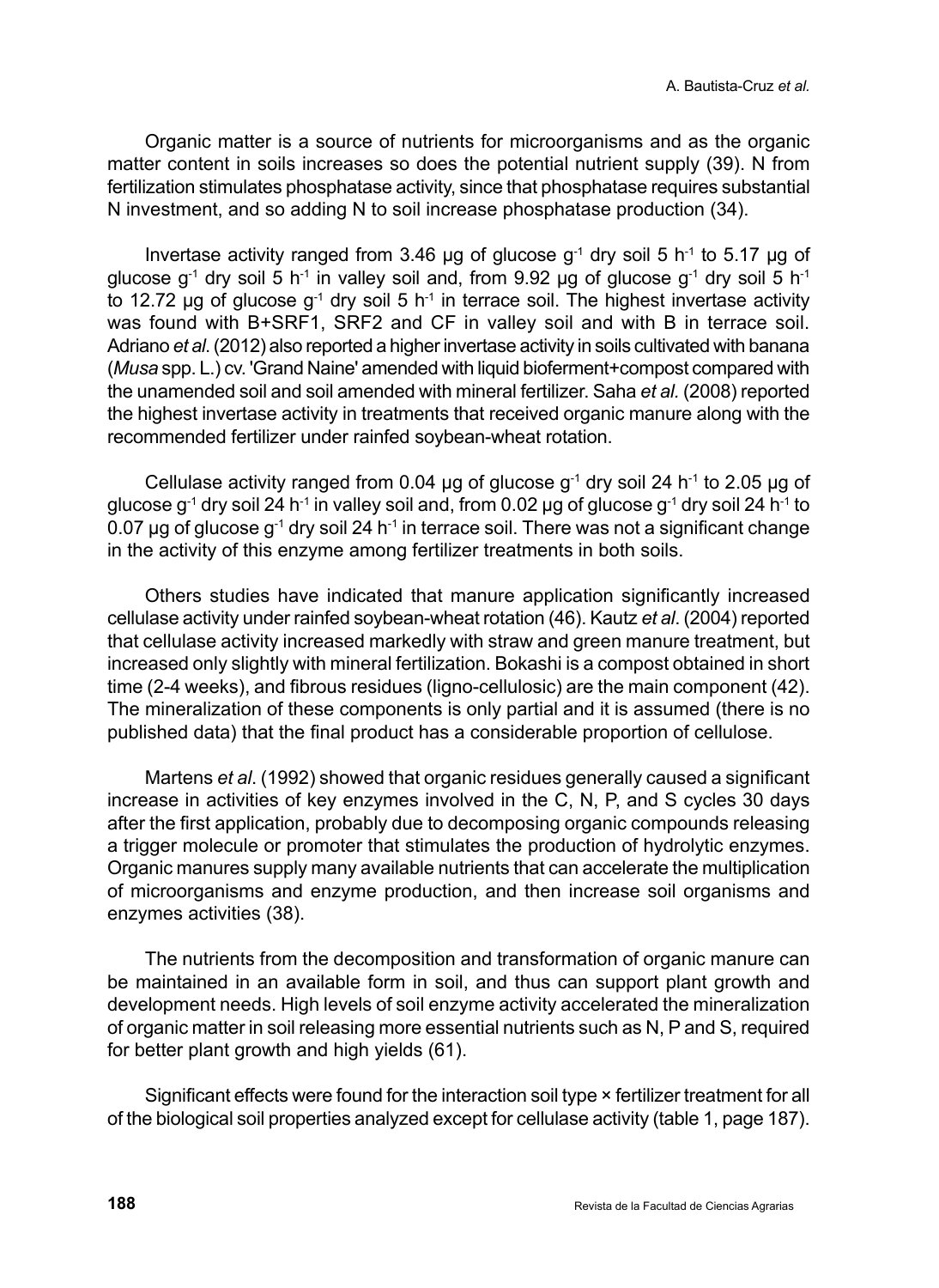Organic matter is a source of nutrients for microorganisms and as the organic matter content in soils increases so does the potential nutrient supply (39). N from fertilization stimulates phosphatase activity, since that phosphatase requires substantial N investment, and so adding N to soil increase phosphatase production (34).

Invertase activity ranged from 3.46 μg of glucose $g^{-1}$ dry soil 5 $h^{-1}$ to 5.17 μg of glucose $g^{-1}$ dry soil 5 $h^{-1}$ in valley soil and, from 9.92 μg of glucose $g^{-1}$ dry soil 5 $h^{-1}$ to 12.72 μg of glucose $g^{-1}$ dry soil 5 $h^{-1}$ in terrace soil. The highest invertase activity was found with B+SRF1, SRF2 and CF in valley soil and with B in terrace soil. Adriano *et al*. (2012) also reported a higher invertase activity in soils cultivated with banana (*Musa* spp. L.) cv. 'Grand Naine' amended with liquid bioferment+compost compared with the unamended soil and soil amended with mineral fertilizer. Saha *et al*. (2008) reported the highest invertase activity in treatments that received organic manure along with the recommended fertilizer under rainfed soybean-wheat rotation.

Cellulase activity ranged from 0.04 μg of glucose $g^{-1}$ dry soil 24 $h^{-1}$ to 2.05 μg of glucose $g^{-1}$ dry soil 24 $h^{-1}$ in valley soil and, from 0.02 μg of glucose $g^{-1}$ dry soil 24 $h^{-1}$ to 0.07 μg of glucose $g^{-1}$ dry soil 24 $h^{-1}$ in terrace soil. There was not a significant change in the activity of this enzyme among fertilizer treatments in both soils.

Others studies have indicated that manure application significantly increased cellulase activity under rainfed soybean-wheat rotation (46). Kautz *et al*. (2004) reported that cellulase activity increased markedly with straw and green manure treatment, but increased only slightly with mineral fertilization. Bokashi is a compost obtained in short time (2-4 weeks), and fibrous residues (ligno-cellulosic) are the main component (42). The mineralization of these components is only partial and it is assumed (there is no published data) that the final product has a considerable proportion of cellulose.

Martens *et al*. (1992) showed that organic residues generally caused a significant increase in activities of key enzymes involved in the C, N, P, and S cycles 30 days after the first application, probably due to decomposing organic compounds releasing a trigger molecule or promoter that stimulates the production of hydrolytic enzymes. Organic manures supply many available nutrients that can accelerate the multiplication of microorganisms and enzyme production, and then increase soil organisms and enzymes activities (38).

The nutrients from the decomposition and transformation of organic manure can be maintained in an available form in soil, and thus can support plant growth and development needs. High levels of soil enzyme activity accelerated the mineralization of organic matter in soil releasing more essential nutrients such as N, P and S, required for better plant growth and high yields (61).

Significant effects were found for the interaction soil type × fertilizer treatment for all of the biological soil properties analyzed except for cellulase activity (table 1, page 187).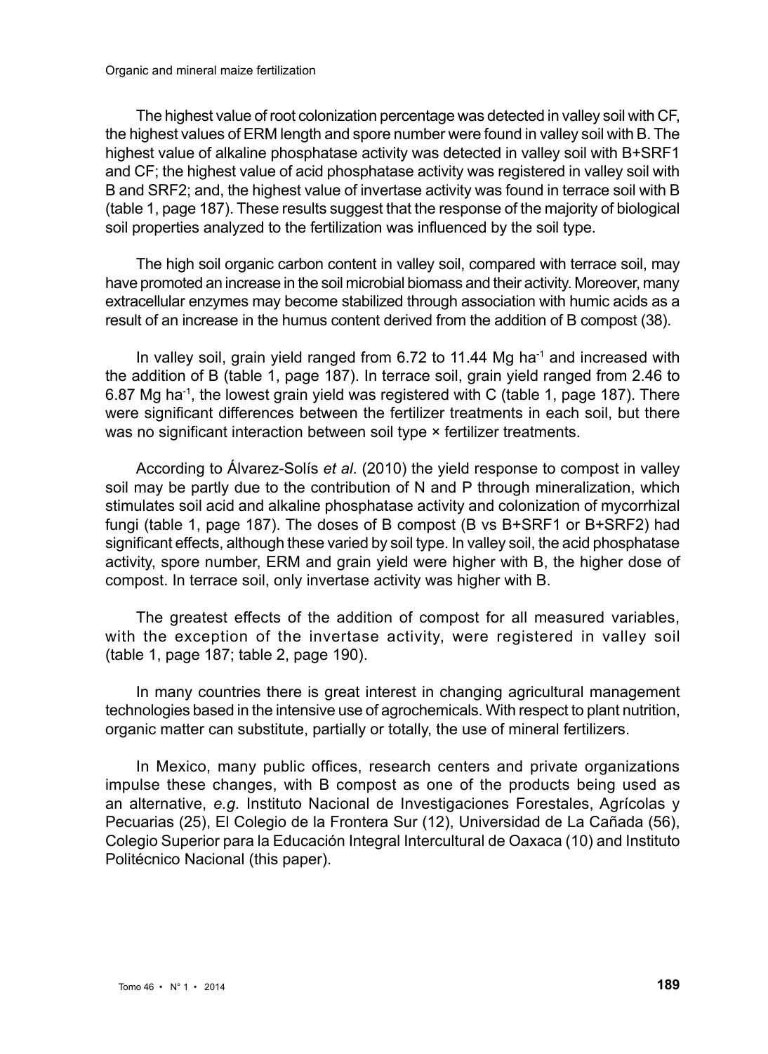The highest value of root colonization percentage was detected in valley soil with CF, the highest values of ERM length and spore number were found in valley soil with B. The highest value of alkaline phosphatase activity was detected in valley soil with B+SRF1 and CF; the highest value of acid phosphatase activity was registered in valley soil with B and SRF2; and, the highest value of invertase activity was found in terrace soil with B (table 1, page 187). These results suggest that the response of the majority of biological soil properties analyzed to the fertilization was influenced by the soil type.

The high soil organic carbon content in valley soil, compared with terrace soil, may have promoted an increase in the soil microbial biomass and their activity. Moreover, many extracellular enzymes may become stabilized through association with humic acids as a result of an increase in the humus content derived from the addition of B compost (38).

In valley soil, grain yield ranged from 6.72 to 11.44 Mg $ha^{-1}$ and increased with the addition of B (table 1, page 187). In terrace soil, grain yield ranged from 2.46 to 6.87 Mg $ha^{-1}$, the lowest grain yield was registered with C (table 1, page 187). There were significant differences between the fertilizer treatments in each soil, but there was no significant interaction between soil type × fertilizer treatments.

According to Álvarez-Solís *et al*. (2010) the yield response to compost in valley soil may be partly due to the contribution of N and P through mineralization, which stimulates soil acid and alkaline phosphatase activity and colonization of mycorrhizal fungi (table 1, page 187). The doses of B compost (B vs B+SRF1 or B+SRF2) had significant effects, although these varied by soil type. In valley soil, the acid phosphatase activity, spore number, ERM and grain yield were higher with B, the higher dose of compost. In terrace soil, only invertase activity was higher with B.

The greatest effects of the addition of compost for all measured variables, with the exception of the invertase activity, were registered in valley soil (table 1, page 187; table 2, page 190).

In many countries there is great interest in changing agricultural management technologies based in the intensive use of agrochemicals. With respect to plant nutrition, organic matter can substitute, partially or totally, the use of mineral fertilizers.

In Mexico, many public offices, research centers and private organizations impulse these changes, with B compost as one of the products being used as an alternative, *e.g.* Instituto Nacional de Investigaciones Forestales, Agrícolas y Pecuarias (25), El Colegio de la Frontera Sur (12), Universidad de La Cañada (56), Colegio Superior para la Educación Integral Intercultural de Oaxaca (10) and Instituto Politécnico Nacional (this paper).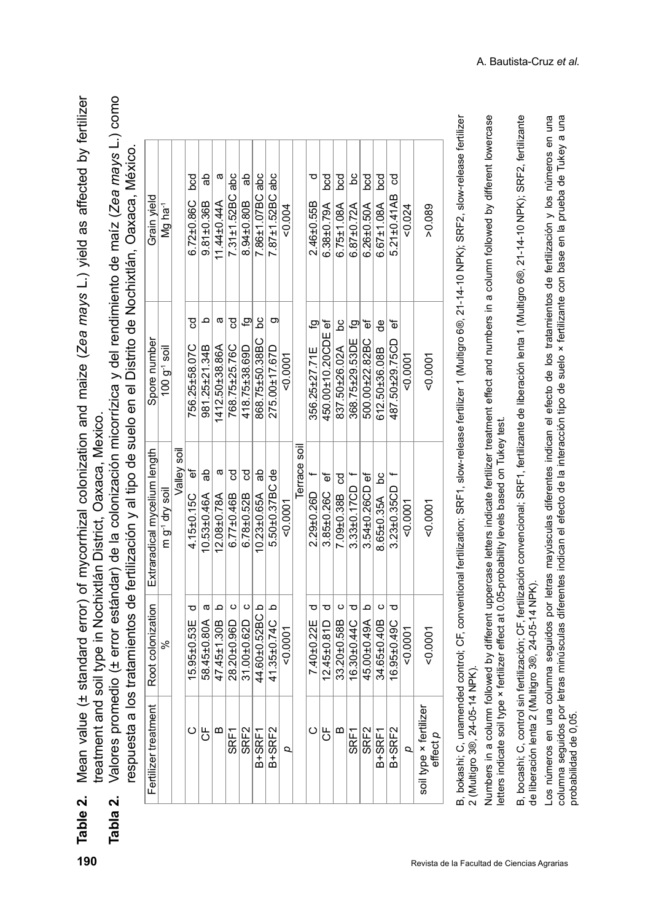**Table 2.** Mean value (± standard error) of mycorrhizal colonization and maize (*Zea mays* L.) yield as affected by fertilizer treatment and soil type in Nochixtlán District, Oaxaca, Mexico.

**Tabla 2.** Valores promedio (± error estándar) de la colonización micorrízica y del rendimiento de maíz (*Zea mays* L.) como respuesta a los tratamientos de fertilización y al tipo de suelo en el Distrito de Nochixtlán, Oaxaca, México.

| Fertilizer treatment | Root colonization | Extraradical mycelium length | Spore number | Grain yield |
|---|---|---|---|---|
| | % | m $g^{-1}$ dry soil | 100 $g^{-1}$ soil | Mg $ha^{-1}$ |
| | | Valley soil | | |
| C | 15.95±0.53E d | 4.15±0.15C ef | 756.25±58.07C cd | 6.72±0.86C bcd |
| CF | 58.45±0.80A a | 10.53±0.46A ab | 981.25±21.34B b | 9.81±0.36B ab |
| B | 47.45±1.30B b | 12.08±0.78A a | 1412.50±38.86A a | 11.44±0.44A a |
| SRF1 | 28.20±0.96D c | 6.77±0.46B cd | 768.75±25.76C cd | 7.31±1.52BC abc |
| SRF2 | 31.00±0.62D c | 6.78±0.52B cd | 418.75±38.69D fg | 8.94±0.80B ab |
| B+SRF1 | 44.60±0.52BC b | 10.23±0.65A ab | 868.75±50.38BC bc | 7.86±1.07BC abc |
| B+SRF2 | 41.35±0.74C b | 5.50±0.37BC de | 275.00±17.67D g | 7.87±1.52BC abc |
| *p* | <0.0001 | <0.0001 | <0.0001 | <0.004 |
| | | Terrace soil | | |
| C | 7.40±0.22E d | 2.29±0.26D f | 356.25±27.71E fg | 2.46±0.55B d |
| CF | 12.45±0.81D d | 3.85±0.26C ef | 450.00±10.20CDE ef | 6.38±0.79A bcd |
| B | 33.20±0.58B c | 7.09±0.38B cd | 837.50±26.02A bc | 6.75±1.08A bcd |
| SRF1 | 16.30±0.44C d | 3.33±0.17CD f | 368.75±29.53DE fg | 6.87±0.72A bc |
| SRF2 | 45.00±0.49A b | 3.54±0.26CD ef | 500.00±22.82BC ef | 6.26±0.50A bcd |
| B+SRF1 | 34.65±0.40B c | 8.65±0.35A bc | 612.50±36.08B de | 6.67±1.08A bcd |
| B+SRF2 | 16.95±0.49C d | 3.23±0.35CD f | 487.50±29.75CD ef | 5.21±0.41AB cd |
| *p* | <0.0001 | <0.0001 | <0.0001 | <0.024 |
| soil type × fertilizer effect *p* | <0.0001 | <0.0001 | <0.0001 | >0.089 |

B, bokashi; C, unamended control; CF, conventional fertilization; SRF1, slow-release fertilizer 1 (Multigro 6®, 21-14-10 NPK); SRF2, slow-release fertilizer 2 (Multigro 3®, 24-05-14 NPK).

Numbers in a column followed by different uppercase letters indicate fertilizer treatment effect and numbers in a column followed by different lowercase letters indicate soil type × fertilizer effect at 0.05-probability levels based on Tukey test.

B, bocashi; C, control sin fertilización; CF, fertilización convencional; SRF1, fertilizante de liberación lenta 1 (Multigro 6®, 21-14-10 NPK); SRF2, fertilizante de liberación lenta 2 (Multigro 3®, 24-05-14 NPK).

Los números en una columna seguidos por letras mayúsculas diferentes indican el efecto de los tratamientos de fertilización y los números en una columna seguidos por letras minúsculas diferentes indican el efecto de la interacción tipo de suelo × fertilizante con base en la prueba de Tukey a una probabilidad de 0,05.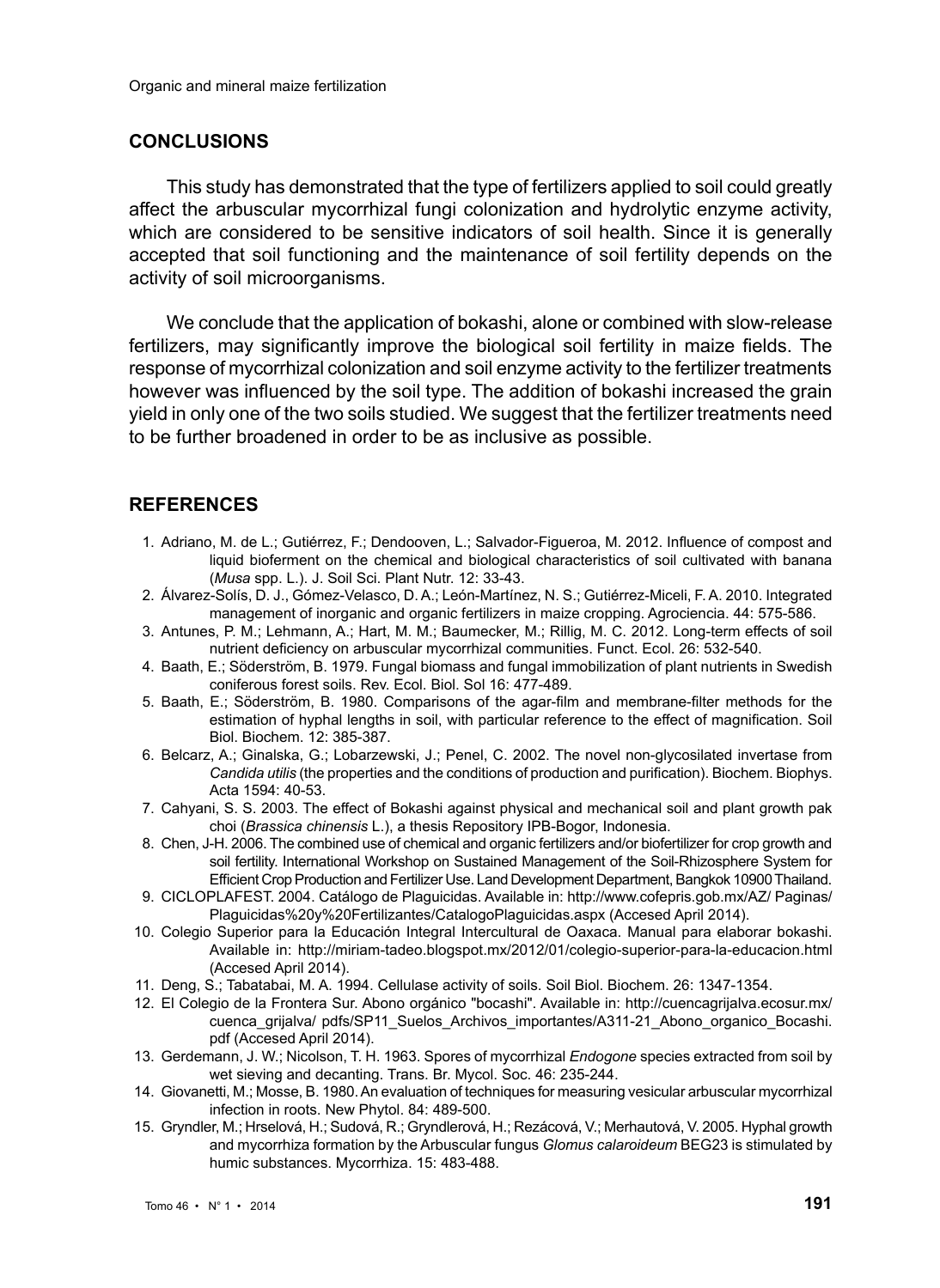## CONCLUSIONS

This study has demonstrated that the type of fertilizers applied to soil could greatly affect the arbuscular mycorrhizal fungi colonization and hydrolytic enzyme activity, which are considered to be sensitive indicators of soil health. Since it is generally accepted that soil functioning and the maintenance of soil fertility depends on the activity of soil microorganisms.

We conclude that the application of bokashi, alone or combined with slow-release fertilizers, may significantly improve the biological soil fertility in maize fields. The response of mycorrhizal colonization and soil enzyme activity to the fertilizer treatments however was influenced by the soil type. The addition of bokashi increased the grain yield in only one of the two soils studied. We suggest that the fertilizer treatments need to be further broadened in order to be as inclusive as possible.

## REFERENCES

1. Adriano, M. de L.; Gutiérrez, F.; Dendooven, L.; Salvador-Figueroa, M. 2012. Influence of compost and liquid bioferment on the chemical and biological characteristics of soil cultivated with banana (*Musa* spp. L.). J. Soil Sci. Plant Nutr. 12: 33-43.
2. Álvarez-Solís, D. J., Gómez-Velasco, D. A.; León-Martínez, N. S.; Gutiérrez-Miceli, F. A. 2010. Integrated management of inorganic and organic fertilizers in maize cropping. Agrociencia. 44: 575-586.
3. Antunes, P. M.; Lehmann, A.; Hart, M. M.; Baumecker, M.; Rillig, M. C. 2012. Long-term effects of soil nutrient deficiency on arbuscular mycorrhizal communities. Funct. Ecol. 26: 532-540.
4. Baath, E.; Söderström, B. 1979. Fungal biomass and fungal immobilization of plant nutrients in Swedish coniferous forest soils. Rev. Ecol. Biol. Sol 16: 477-489.
5. Baath, E.; Söderström, B. 1980. Comparisons of the agar-film and membrane-filter methods for the estimation of hyphal lengths in soil, with particular reference to the effect of magnification. Soil Biol. Biochem. 12: 385-387.
6. Belcarz, A.; Ginalska, G.; Lobarzewski, J.; Penel, C. 2002. The novel non-glycosilated invertase from *Candida utilis* (the properties and the conditions of production and purification). Biochem. Biophys. Acta 1594: 40-53.
7. Cahyani, S. S. 2003. The effect of Bokashi against physical and mechanical soil and plant growth pak choi (*Brassica chinensis* L.), a thesis Repository IPB-Bogor, Indonesia.
8. Chen, J-H. 2006. The combined use of chemical and organic fertilizers and/or biofertilizer for crop growth and soil fertility. International Workshop on Sustained Management of the Soil-Rhizosphere System for Efficient Crop Production and Fertilizer Use. Land Development Department, Bangkok 10900 Thailand.
9. CICLOPLAFEST. 2004. Catálogo de Plaguicidas. Available in: http://www.cofepris.gob.mx/AZ/ Paginas/ Plaguicidas%20y%20Fertilizantes/CatalogoPlaguicidas.aspx (Accesed April 2014).
10. Colegio Superior para la Educación Integral Intercultural de Oaxaca. Manual para elaborar bokashi. Available in: http://miriam-tadeo.blogspot.mx/2012/01/colegio-superior-para-la-educacion.html (Accesed April 2014).
11. Deng, S.; Tabatabai, M. A. 1994. Cellulase activity of soils. Soil Biol. Biochem. 26: 1347-1354.
12. El Colegio de la Frontera Sur. Abono orgánico "bocashi". Available in: http://cuencagrijalva.ecosur.mx/ cuenca_grijalva/ pdfs/SP11_Suelos_Archivos_importantes/A311-21_Abono_organico_Bocashi. pdf (Accesed April 2014).
13. Gerdemann, J. W.; Nicolson, T. H. 1963. Spores of mycorrhizal *Endogone* species extracted from soil by wet sieving and decanting. Trans. Br. Mycol. Soc. 46: 235-244.
14. Giovanetti, M.; Mosse, B. 1980. An evaluation of techniques for measuring vesicular arbuscular mycorrhizal infection in roots. New Phytol. 84: 489-500.
15. Gryndler, M.; Hrselová, H.; Sudová, R.; Gryndlerová, H.; Rezácová, V.; Merhautová, V. 2005. Hyphal growth and mycorrhiza formation by the Arbuscular fungus *Glomus calaroideum* BEG23 is stimulated by humic substances. Mycorrhiza. 15: 483-488.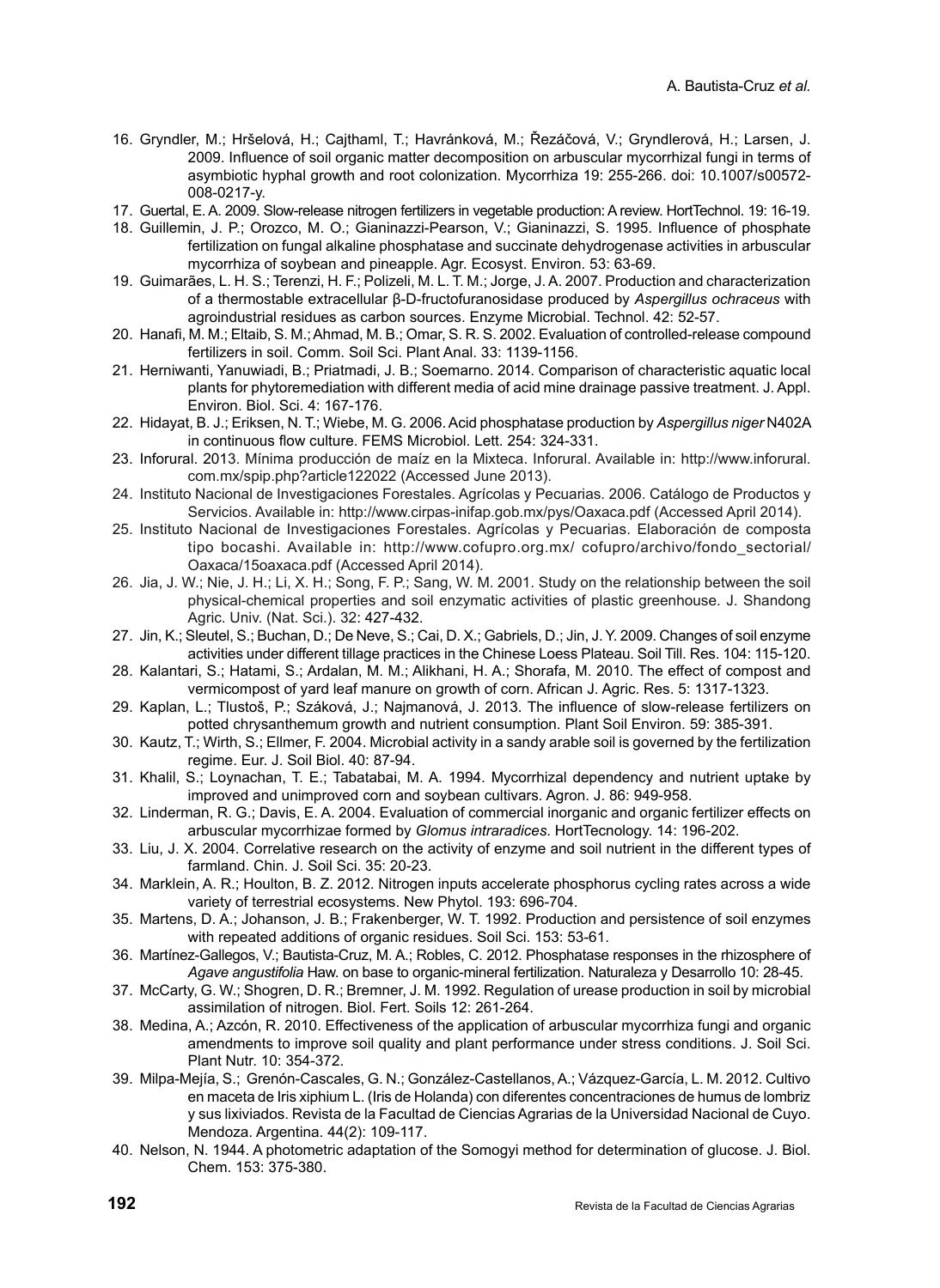16. Gryndler, M.; Hršelová, H.; Cajthaml, T.; Havránková, M.; Řezáčová, V.; Gryndlerová, H.; Larsen, J. 2009. Influence of soil organic matter decomposition on arbuscular mycorrhizal fungi in terms of asymbiotic hyphal growth and root colonization. Mycorrhiza 19: 255-266. doi: 10.1007/s00572-008-0217-y.
17. Guertal, E. A. 2009. Slow-release nitrogen fertilizers in vegetable production: A review. HortTechnol. 19: 16-19.
18. Guillemin, J. P.; Orozco, M. O.; Gianinazzi-Pearson, V.; Gianinazzi, S. 1995. Influence of phosphate fertilization on fungal alkaline phosphatase and succinate dehydrogenase activities in arbuscular mycorrhiza of soybean and pineapple. Agr. Ecosyst. Environ. 53: 63-69.
19. Guimarães, L. H. S.; Terenzi, H. F.; Polizeli, M. L. T. M.; Jorge, J. A. 2007. Production and characterization of a thermostable extracellular β-D-fructofuranosidase produced by *Aspergillus ochraceus* with agroindustrial residues as carbon sources. Enzyme Microbial. Technol. 42: 52-57.
20. Hanafi, M. M.; Eltaib, S. M.; Ahmad, M. B.; Omar, S. R. S. 2002. Evaluation of controlled-release compound fertilizers in soil. Comm. Soil Sci. Plant Anal. 33: 1139-1156.
21. Herniwanti, Yanuwiadi, B.; Priatmadi, J. B.; Soemarno. 2014. Comparison of characteristic aquatic local plants for phytoremediation with different media of acid mine drainage passive treatment. J. Appl. Environ. Biol. Sci. 4: 167-176.
22. Hidayat, B. J.; Eriksen, N. T.; Wiebe, M. G. 2006. Acid phosphatase production by *Aspergillus niger* N402A in continuous flow culture. FEMS Microbiol. Lett. 254: 324-331.
23. Inforural. 2013. Mínima producción de maíz en la Mixteca. Inforural. Available in: http://www.inforural.com.mx/spip.php?article122022 (Accessed June 2013).
24. Instituto Nacional de Investigaciones Forestales. Agrícolas y Pecuarias. 2006. Catálogo de Productos y Servicios. Available in: http://www.cirpas-inifap.gob.mx/pys/Oaxaca.pdf (Accessed April 2014).
25. Instituto Nacional de Investigaciones Forestales. Agrícolas y Pecuarias. Elaboración de composta tipo bocashi. Available in: http://www.cofupro.org.mx/ cofupro/archivo/fondo_sectorial/Oaxaca/15oaxaca.pdf (Accessed April 2014).
26. Jia, J. W.; Nie, J. H.; Li, X. H.; Song, F. P.; Sang, W. M. 2001. Study on the relationship between the soil physical-chemical properties and soil enzymatic activities of plastic greenhouse. J. Shandong Agric. Univ. (Nat. Sci.). 32: 427-432.
27. Jin, K.; Sleutel, S.; Buchan, D.; De Neve, S.; Cai, D. X.; Gabriels, D.; Jin, J. Y. 2009. Changes of soil enzyme activities under different tillage practices in the Chinese Loess Plateau. Soil Till. Res. 104: 115-120.
28. Kalantari, S.; Hatami, S.; Ardalan, M. M.; Alikhani, H. A.; Shorafa, M. 2010. The effect of compost and vermicompost of yard leaf manure on growth of corn. African J. Agric. Res. 5: 1317-1323.
29. Kaplan, L.; Tlustoš, P.; Száková, J.; Najmanová, J. 2013. The influence of slow-release fertilizers on potted chrysanthemum growth and nutrient consumption. Plant Soil Environ. 59: 385-391.
30. Kautz, T.; Wirth, S.; Ellmer, F. 2004. Microbial activity in a sandy arable soil is governed by the fertilization regime. Eur. J. Soil Biol. 40: 87-94.
31. Khalil, S.; Loynachan, T. E.; Tabatabai, M. A. 1994. Mycorrhizal dependency and nutrient uptake by improved and unimproved corn and soybean cultivars. Agron. J. 86: 949-958.
32. Linderman, R. G.; Davis, E. A. 2004. Evaluation of commercial inorganic and organic fertilizer effects on arbuscular mycorrhizae formed by *Glomus intraradices*. HortTecnology. 14: 196-202.
33. Liu, J. X. 2004. Correlative research on the activity of enzyme and soil nutrient in the different types of farmland. Chin. J. Soil Sci. 35: 20-23.
34. Marklein, A. R.; Houlton, B. Z. 2012. Nitrogen inputs accelerate phosphorus cycling rates across a wide variety of terrestrial ecosystems. New Phytol. 193: 696-704.
35. Martens, D. A.; Johanson, J. B.; Frakenberger, W. T. 1992. Production and persistence of soil enzymes with repeated additions of organic residues. Soil Sci. 153: 53-61.
36. Martínez-Gallegos, V.; Bautista-Cruz, M. A.; Robles, C. 2012. Phosphatase responses in the rhizosphere of *Agave angustifolia* Haw. on base to organic-mineral fertilization. Naturaleza y Desarrollo 10: 28-45.
37. McCarty, G. W.; Shogren, D. R.; Bremner, J. M. 1992. Regulation of urease production in soil by microbial assimilation of nitrogen. Biol. Fert. Soils 12: 261-264.
38. Medina, A.; Azcón, R. 2010. Effectiveness of the application of arbuscular mycorrhiza fungi and organic amendments to improve soil quality and plant performance under stress conditions. J. Soil Sci. Plant Nutr. 10: 354-372.
39. Milpa-Mejía, S.; Grenón-Cascales, G. N.; González-Castellanos, A.; Vázquez-García, L. M. 2012. Cultivo en maceta de Iris xiphium L. (Iris de Holanda) con diferentes concentraciones de humus de lombriz y sus lixiviados. Revista de la Facultad de Ciencias Agrarias de la Universidad Nacional de Cuyo. Mendoza. Argentina. 44(2): 109-117.
40. Nelson, N. 1944. A photometric adaptation of the Somogyi method for determination of glucose. J. Biol. Chem. 153: 375-380.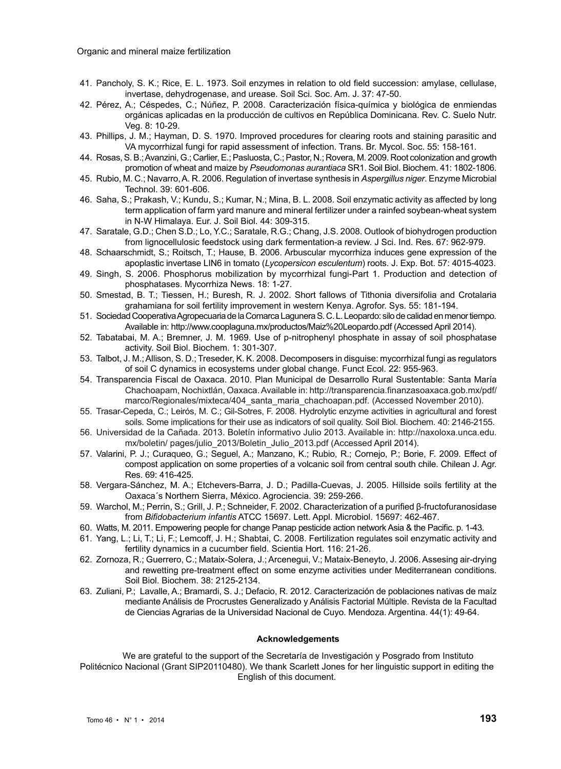41. Pancholy, S. K.; Rice, E. L. 1973. Soil enzymes in relation to old field succession: amylase, cellulase, invertase, dehydrogenase, and urease. Soil Sci. Soc. Am. J. 37: 47-50.
42. Pérez, A.; Céspedes, C.; Núñez, P. 2008. Caracterización física-química y biológica de enmiendas orgánicas aplicadas en la producción de cultivos en República Dominicana. Rev. C. Suelo Nutr. Veg. 8: 10-29.
43. Phillips, J. M.; Hayman, D. S. 1970. Improved procedures for clearing roots and staining parasitic and VA mycorrhizal fungi for rapid assessment of infection. Trans. Br. Mycol. Soc. 55: 158-161.
44. Rosas, S. B.; Avanzini, G.; Carlier, E.; Pasluosta, C.; Pastor, N.; Rovera, M. 2009. Root colonization and growth promotion of wheat and maize by *Pseudomonas aurantiaca* SR1. Soil Biol. Biochem. 41: 1802-1806.
45. Rubio, M. C.; Navarro, A. R. 2006. Regulation of invertase synthesis in *Aspergillus niger*. Enzyme Microbial Technol. 39: 601-606.
46. Saha, S.; Prakash, V.; Kundu, S.; Kumar, N.; Mina, B. L. 2008. Soil enzymatic activity as affected by long term application of farm yard manure and mineral fertilizer under a rainfed soybean-wheat system in N-W Himalaya. Eur. J. Soil Biol. 44: 309-315.
47. Saratale, G.D.; Chen S.D.; Lo, Y.C.; Saratale, R.G.; Chang, J.S. 2008. Outlook of biohydrogen production from lignocellulosic feedstock using dark fermentation-a review. J Sci. Ind. Res. 67: 962-979.
48. Schaarschmidt, S.; Roitsch, T.; Hause, B. 2006. Arbuscular mycorrhiza induces gene expression of the apoplastic invertase LIN6 in tomato (*Lycopersicon esculentum*) roots. J. Exp. Bot. 57: 4015-4023.
49. Singh, S. 2006. Phosphorus mobilization by mycorrhizal fungi-Part 1. Production and detection of phosphatases. Mycorrhiza News. 18: 1-27.
50. Smestad, B. T.; Tiessen, H.; Buresh, R. J. 2002. Short fallows of Tithonia diversifolia and Crotalaria grahamiana for soil fertility improvement in western Kenya. Agrofor. Sys. 55: 181-194.
51. Sociedad Cooperativa Agropecuaria de la Comarca Lagunera S. C. L. Leopardo: silo de calidad en menor tiempo. Available in: http://www.cooplaguna.mx/productos/Maiz%20Leopardo.pdf (Accessed April 2014).
52. Tabatabai, M. A.; Bremner, J. M. 1969. Use of p-nitrophenyl phosphate in assay of soil phosphatase activity. Soil Biol. Biochem. 1: 301-307.
53. Talbot, J. M.; Allison, S. D.; Treseder, K. K. 2008. Decomposers in disguise: mycorrhizal fungi as regulators of soil C dynamics in ecosystems under global change. Funct Ecol. 22: 955-963.
54. Transparencia Fiscal de Oaxaca. 2010. Plan Municipal de Desarrollo Rural Sustentable: Santa María Chachoapam, Nochixtlán, Oaxaca. Available in: http://transparencia.finanzasoaxaca.gob.mx/pdf/marco/Regionales/mixteca/404_santa_maria_chachoapan.pdf. (Accessed November 2010).
55. Trasar-Cepeda, C.; Leirós, M. C.; Gil-Sotres, F. 2008. Hydrolytic enzyme activities in agricultural and forest soils. Some implications for their use as indicators of soil quality. Soil Biol. Biochem. 40: 2146-2155.
56. Universidad de la Cañada. 2013. Boletín informativo Julio 2013. Available in: http://naxoloxa.unca.edu.mx/boletin/ pages/julio_2013/Boletin_Julio_2013.pdf (Accessed April 2014).
57. Valarini, P. J.; Curaqueo, G.; Seguel, A.; Manzano, K.; Rubio, R.; Cornejo, P.; Borie, F. 2009. Effect of compost application on some properties of a volcanic soil from central south chile. Chilean J. Agr. Res. 69: 416-425.
58. Vergara-Sánchez, M. A.; Etchevers-Barra, J. D.; Padilla-Cuevas, J. 2005. Hillside soils fertility at the Oaxaca´s Northern Sierra, México. Agrociencia. 39: 259-266.
59. Warchol, M.; Perrin, S.; Grill, J. P.; Schneider, F. 2002. Characterization of a purified β-fructofuranosidase from *Bifidobacterium infantis* ATCC 15697. Lett. Appl. Microbiol. 15697: 462-467.
60. Watts, M. 2011. Empowering people for change Panap pesticide action network Asia & the Pacific. p. 1-43.
61. Yang, L.; Li, T.; Li, F.; Lemcoff, J. H.; Shabtai, C. 2008. Fertilization regulates soil enzymatic activity and fertility dynamics in a cucumber field. Scientia Hort. 116: 21-26.
62. Zornoza, R.; Guerrero, C.; Mataix-Solera, J.; Arcenegui, V.; Mataix-Beneyto, J. 2006. Assesing air-drying and rewetting pre-treatment effect on some enzyme activities under Mediterranean conditions. Soil Biol. Biochem. 38: 2125-2134.
63. Zuliani, P.; Lavalle, A.; Bramardi, S. J.; Defacio, R. 2012. Caracterización de poblaciones nativas de maíz mediante Análisis de Procrustes Generalizado y Análisis Factorial Múltiple. Revista de la Facultad de Ciencias Agrarias de la Universidad Nacional de Cuyo. Mendoza. Argentina. 44(1): 49-64.

**Acknowledgements**

We are grateful to the support of the Secretaría de Investigación y Posgrado from Instituto Politécnico Nacional (Grant SIP20110480). We thank Scarlett Jones for her linguistic support in editing the English of this document.